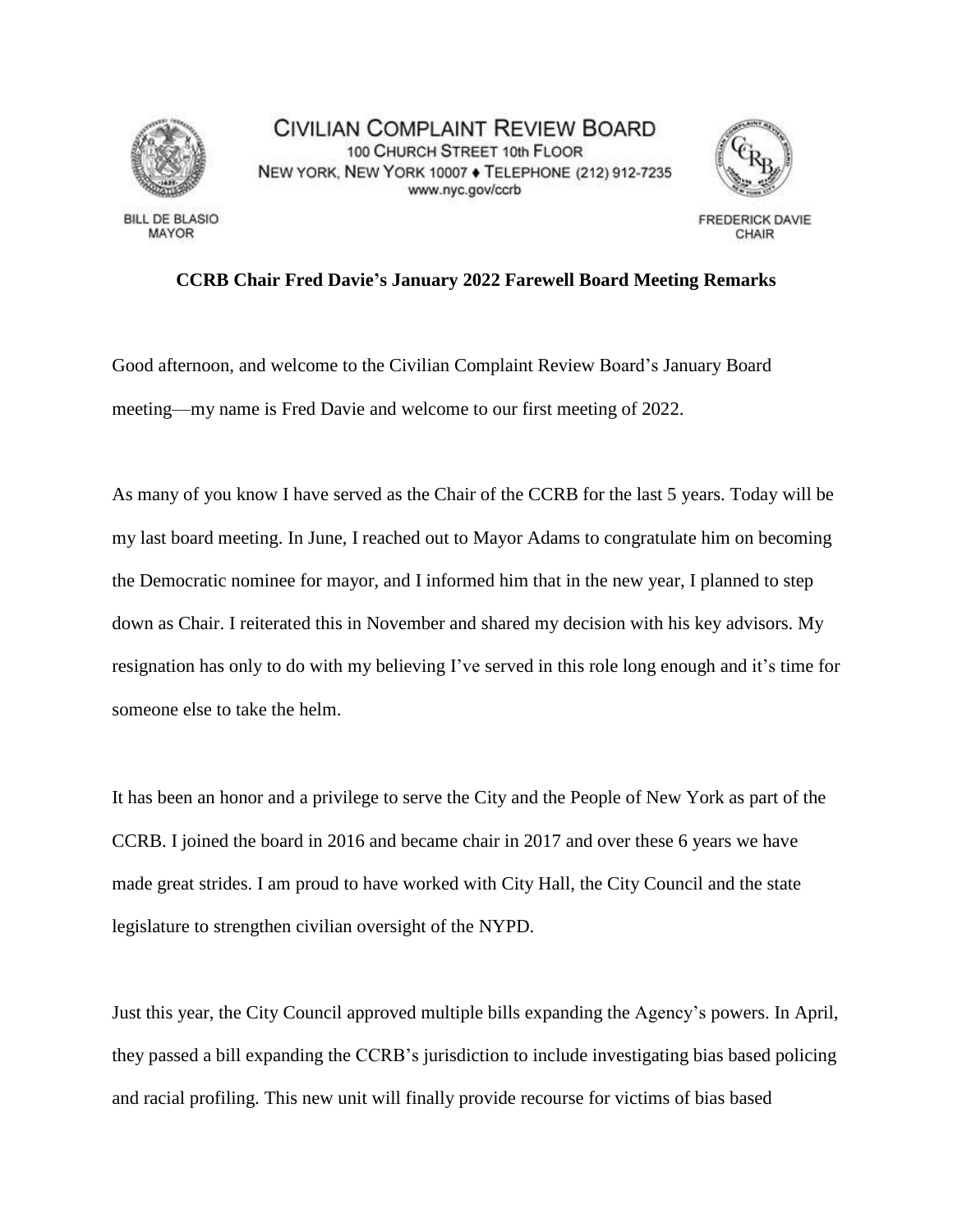CIVILIAN COMPLAINT REVIEW BOARD
100 CHURCH STREET 10th FLOOR
NEW YORK, NEW YORK 10007 ♦ TELEPHONE (212) 912-7235
www.nyc.gov/ccrb

BILL DE BLASIO
MAYOR

FREDERICK DAVIE
CHAIR

**CCRB Chair Fred Davie's January 2022 Farewell Board Meeting Remarks**

Good afternoon, and welcome to the Civilian Complaint Review Board's January Board meeting—my name is Fred Davie and welcome to our first meeting of 2022.

As many of you know I have served as the Chair of the CCRB for the last 5 years. Today will be my last board meeting. In June, I reached out to Mayor Adams to congratulate him on becoming the Democratic nominee for mayor, and I informed him that in the new year, I planned to step down as Chair. I reiterated this in November and shared my decision with his key advisors. My resignation has only to do with my believing I've served in this role long enough and it's time for someone else to take the helm.

It has been an honor and a privilege to serve the City and the People of New York as part of the CCRB. I joined the board in 2016 and became chair in 2017 and over these 6 years we have made great strides. I am proud to have worked with City Hall, the City Council and the state legislature to strengthen civilian oversight of the NYPD.

Just this year, the City Council approved multiple bills expanding the Agency's powers. In April, they passed a bill expanding the CCRB's jurisdiction to include investigating bias based policing and racial profiling. This new unit will finally provide recourse for victims of bias based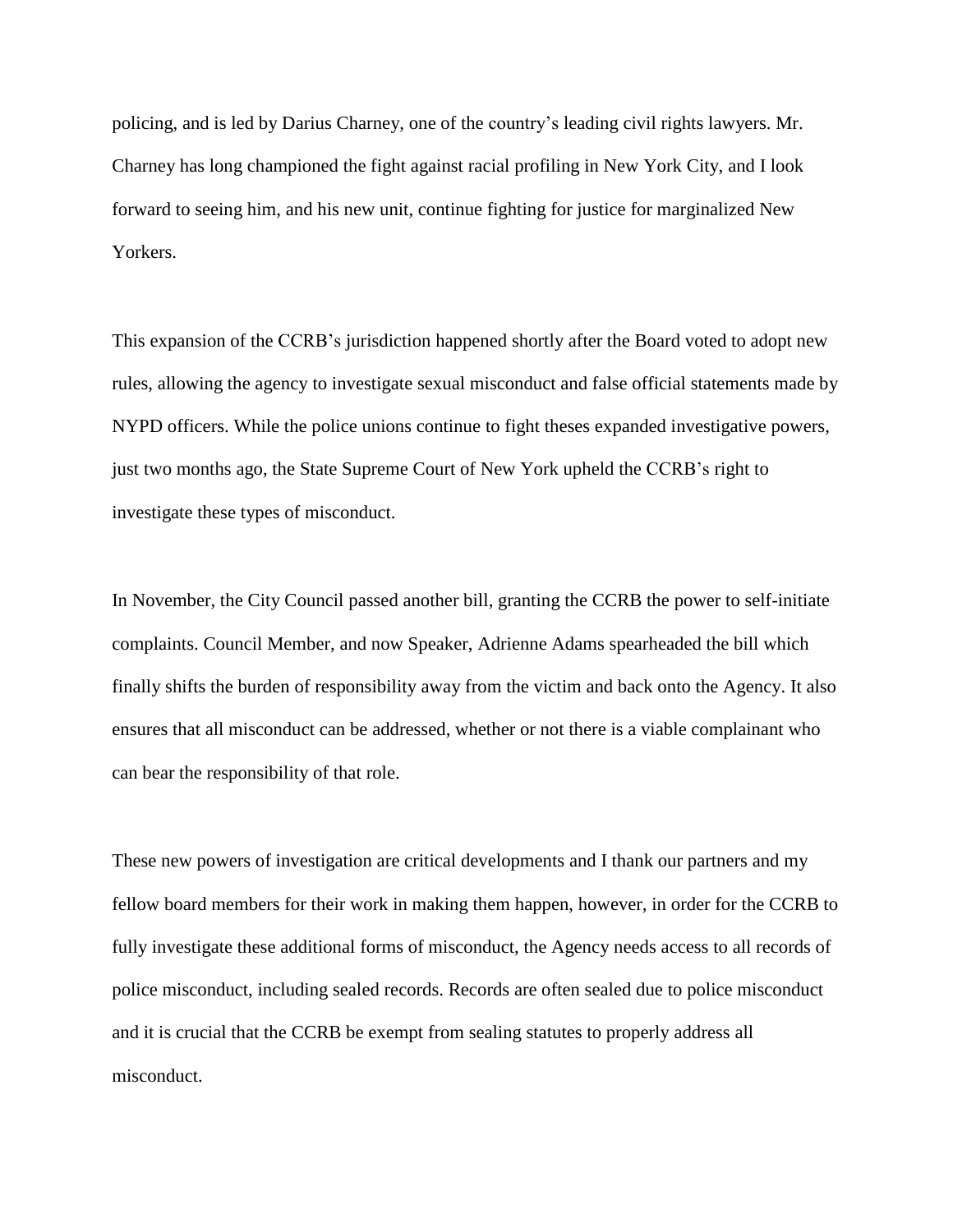policing, and is led by Darius Charney, one of the country's leading civil rights lawyers. Mr. Charney has long championed the fight against racial profiling in New York City, and I look forward to seeing him, and his new unit, continue fighting for justice for marginalized New Yorkers.

This expansion of the CCRB's jurisdiction happened shortly after the Board voted to adopt new rules, allowing the agency to investigate sexual misconduct and false official statements made by NYPD officers. While the police unions continue to fight theses expanded investigative powers, just two months ago, the State Supreme Court of New York upheld the CCRB's right to investigate these types of misconduct.

In November, the City Council passed another bill, granting the CCRB the power to self-initiate complaints. Council Member, and now Speaker, Adrienne Adams spearheaded the bill which finally shifts the burden of responsibility away from the victim and back onto the Agency. It also ensures that all misconduct can be addressed, whether or not there is a viable complainant who can bear the responsibility of that role.

These new powers of investigation are critical developments and I thank our partners and my fellow board members for their work in making them happen, however, in order for the CCRB to fully investigate these additional forms of misconduct, the Agency needs access to all records of police misconduct, including sealed records. Records are often sealed due to police misconduct and it is crucial that the CCRB be exempt from sealing statutes to properly address all misconduct.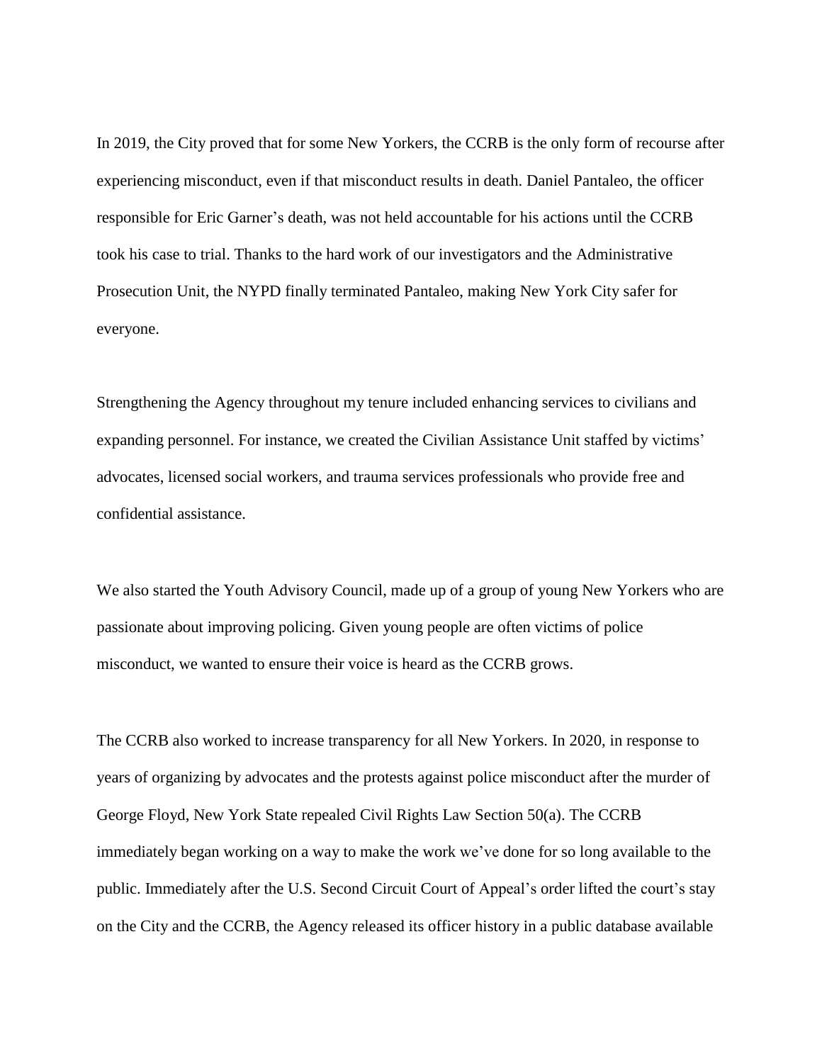In 2019, the City proved that for some New Yorkers, the CCRB is the only form of recourse after experiencing misconduct, even if that misconduct results in death. Daniel Pantaleo, the officer responsible for Eric Garner's death, was not held accountable for his actions until the CCRB took his case to trial. Thanks to the hard work of our investigators and the Administrative Prosecution Unit, the NYPD finally terminated Pantaleo, making New York City safer for everyone.

Strengthening the Agency throughout my tenure included enhancing services to civilians and expanding personnel. For instance, we created the Civilian Assistance Unit staffed by victims' advocates, licensed social workers, and trauma services professionals who provide free and confidential assistance.

We also started the Youth Advisory Council, made up of a group of young New Yorkers who are passionate about improving policing. Given young people are often victims of police misconduct, we wanted to ensure their voice is heard as the CCRB grows.

The CCRB also worked to increase transparency for all New Yorkers. In 2020, in response to years of organizing by advocates and the protests against police misconduct after the murder of George Floyd, New York State repealed Civil Rights Law Section 50(a). The CCRB immediately began working on a way to make the work we've done for so long available to the public. Immediately after the U.S. Second Circuit Court of Appeal's order lifted the court's stay on the City and the CCRB, the Agency released its officer history in a public database available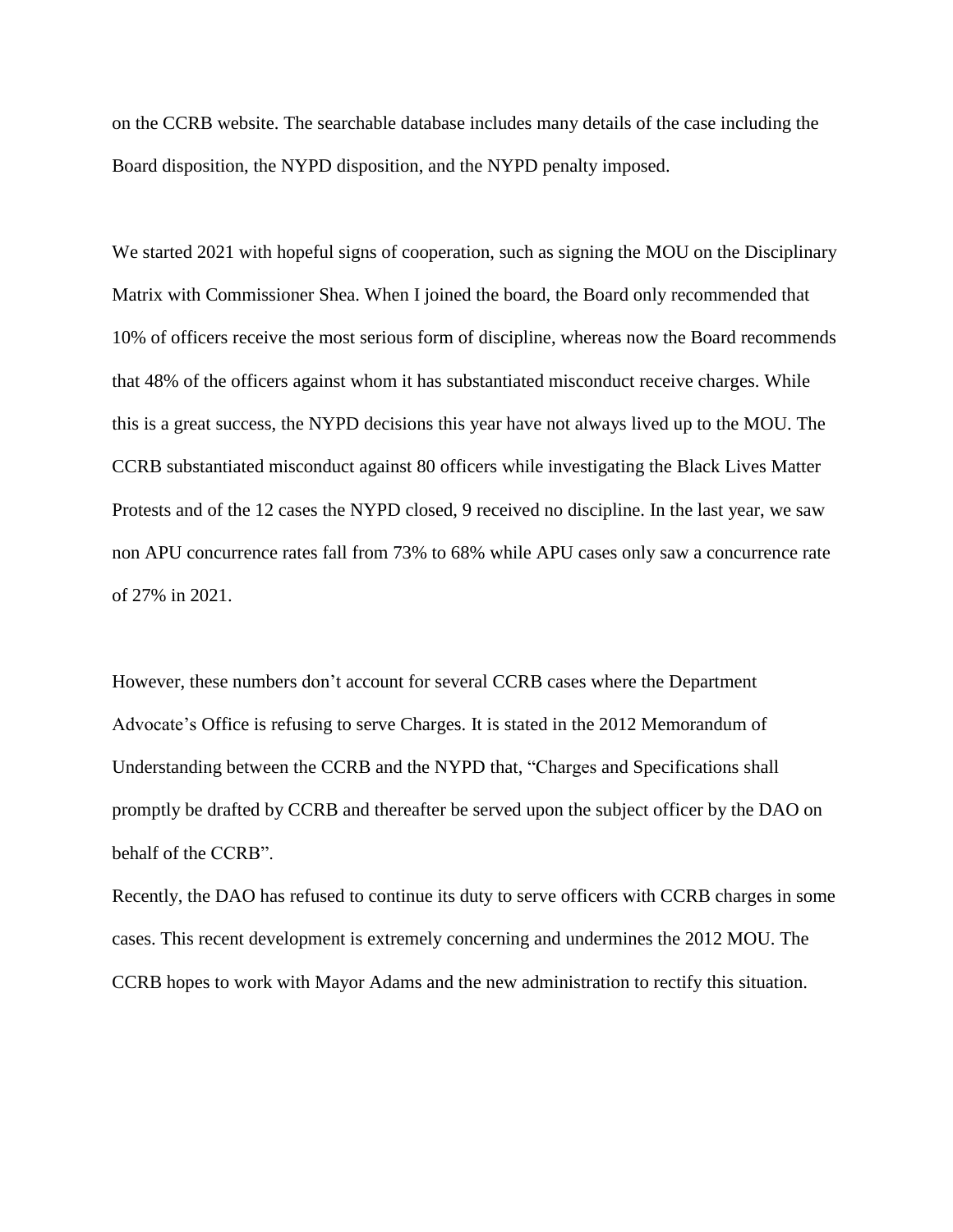on the CCRB website. The searchable database includes many details of the case including the Board disposition, the NYPD disposition, and the NYPD penalty imposed.

We started 2021 with hopeful signs of cooperation, such as signing the MOU on the Disciplinary Matrix with Commissioner Shea. When I joined the board, the Board only recommended that 10% of officers receive the most serious form of discipline, whereas now the Board recommends that 48% of the officers against whom it has substantiated misconduct receive charges. While this is a great success, the NYPD decisions this year have not always lived up to the MOU. The CCRB substantiated misconduct against 80 officers while investigating the Black Lives Matter Protests and of the 12 cases the NYPD closed, 9 received no discipline. In the last year, we saw non APU concurrence rates fall from 73% to 68% while APU cases only saw a concurrence rate of 27% in 2021.

However, these numbers don't account for several CCRB cases where the Department Advocate's Office is refusing to serve Charges. It is stated in the 2012 Memorandum of Understanding between the CCRB and the NYPD that, "Charges and Specifications shall promptly be drafted by CCRB and thereafter be served upon the subject officer by the DAO on behalf of the CCRB".

Recently, the DAO has refused to continue its duty to serve officers with CCRB charges in some cases. This recent development is extremely concerning and undermines the 2012 MOU. The CCRB hopes to work with Mayor Adams and the new administration to rectify this situation.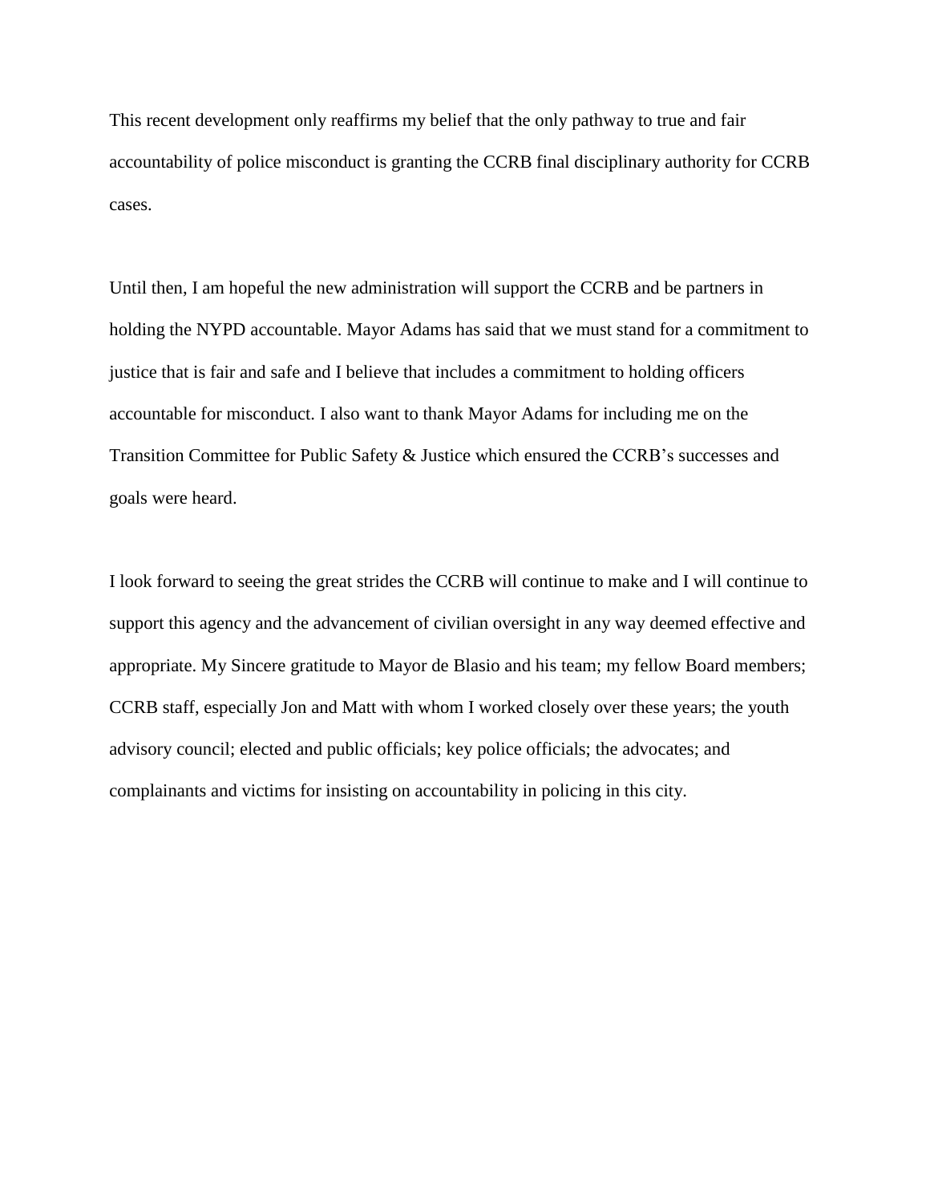This recent development only reaffirms my belief that the only pathway to true and fair accountability of police misconduct is granting the CCRB final disciplinary authority for CCRB cases.

Until then, I am hopeful the new administration will support the CCRB and be partners in holding the NYPD accountable. Mayor Adams has said that we must stand for a commitment to justice that is fair and safe and I believe that includes a commitment to holding officers accountable for misconduct. I also want to thank Mayor Adams for including me on the Transition Committee for Public Safety & Justice which ensured the CCRB's successes and goals were heard.

I look forward to seeing the great strides the CCRB will continue to make and I will continue to support this agency and the advancement of civilian oversight in any way deemed effective and appropriate. My Sincere gratitude to Mayor de Blasio and his team; my fellow Board members; CCRB staff, especially Jon and Matt with whom I worked closely over these years; the youth advisory council; elected and public officials; key police officials; the advocates; and complainants and victims for insisting on accountability in policing in this city.